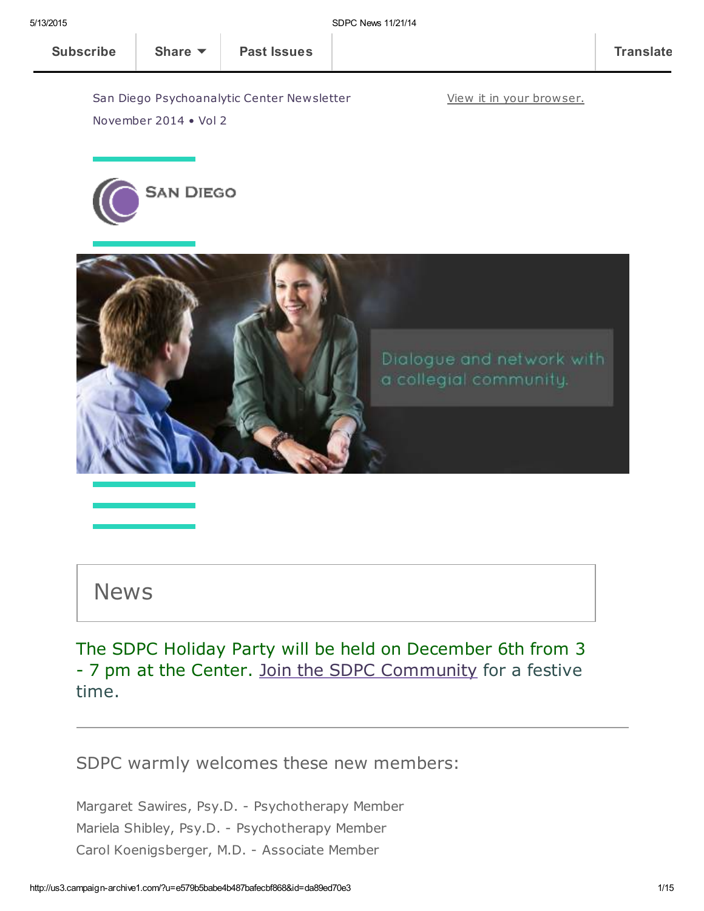Subscribe | Share | Past Issues | Translate

San Diego Psychoanalytic Center Newsletter

November 2014 • Vol 2

[View it in your browser.](#)

SAN DIEGO

Dialogue and network with a collegial community.

# News

The SDPC Holiday Party will be held on December 6th from 3 - 7 pm at the Center. [Join the SDPC Community](#) for a festive time.

---

## SDPC warmly welcomes these new members:

Margaret Sawires, Psy.D. - Psychotherapy Member
Mariela Shibley, Psy.D. - Psychotherapy Member
Carol Koenigsberger, M.D. - Associate Member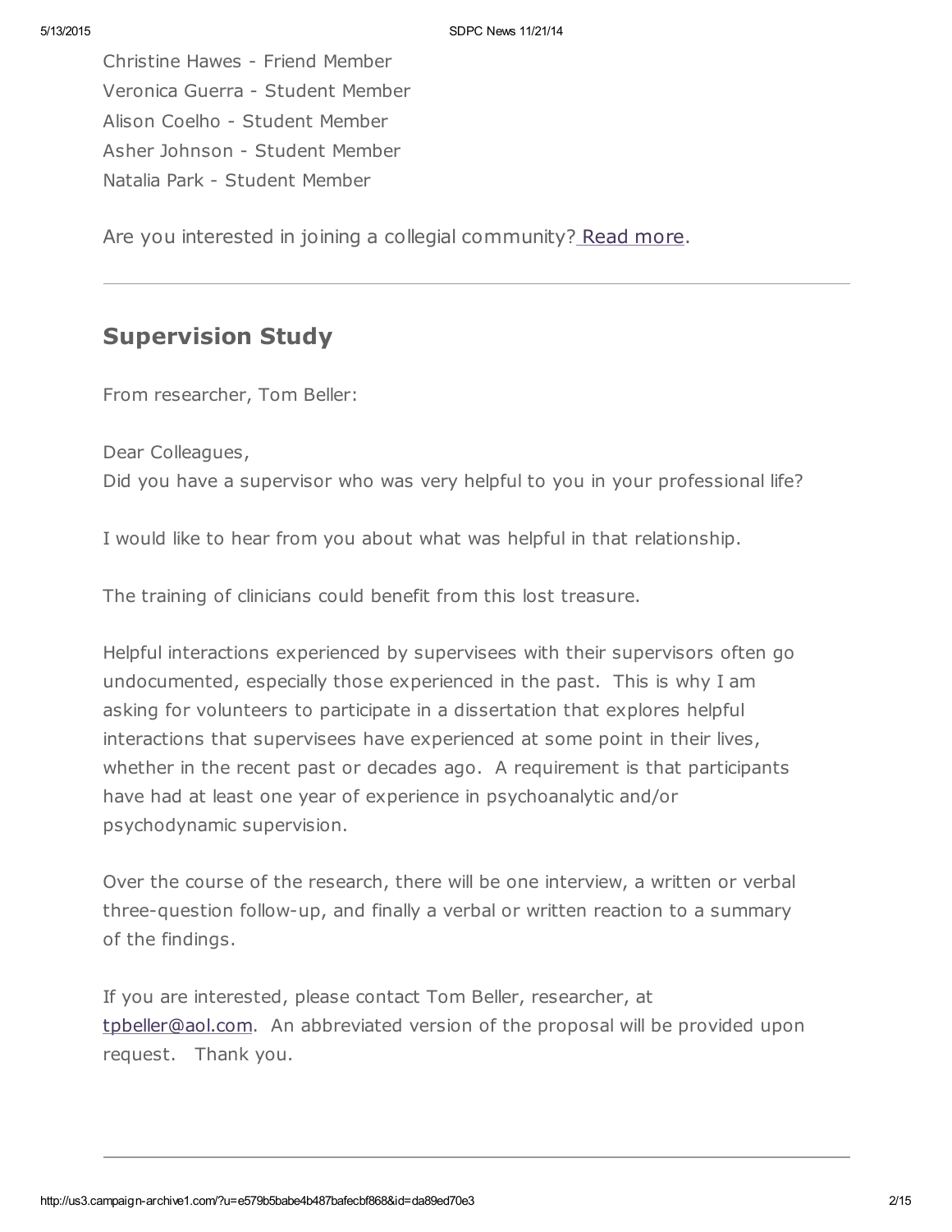Christine Hawes - Friend Member
Veronica Guerra - Student Member
Alison Coelho - Student Member
Asher Johnson - Student Member
Natalia Park - Student Member

Are you interested in joining a collegial community? Read more.

---

## Supervision Study

From researcher, Tom Beller:

Dear Colleagues,
Did you have a supervisor who was very helpful to you in your professional life?

I would like to hear from you about what was helpful in that relationship.

The training of clinicians could benefit from this lost treasure.

Helpful interactions experienced by supervisees with their supervisors often go undocumented, especially those experienced in the past. This is why I am asking for volunteers to participate in a dissertation that explores helpful interactions that supervisees have experienced at some point in their lives, whether in the recent past or decades ago. A requirement is that participants have had at least one year of experience in psychoanalytic and/or psychodynamic supervision.

Over the course of the research, there will be one interview, a written or verbal three-question follow-up, and finally a verbal or written reaction to a summary of the findings.

If you are interested, please contact Tom Beller, researcher, at tpbeller@aol.com. An abbreviated version of the proposal will be provided upon request. Thank you.

---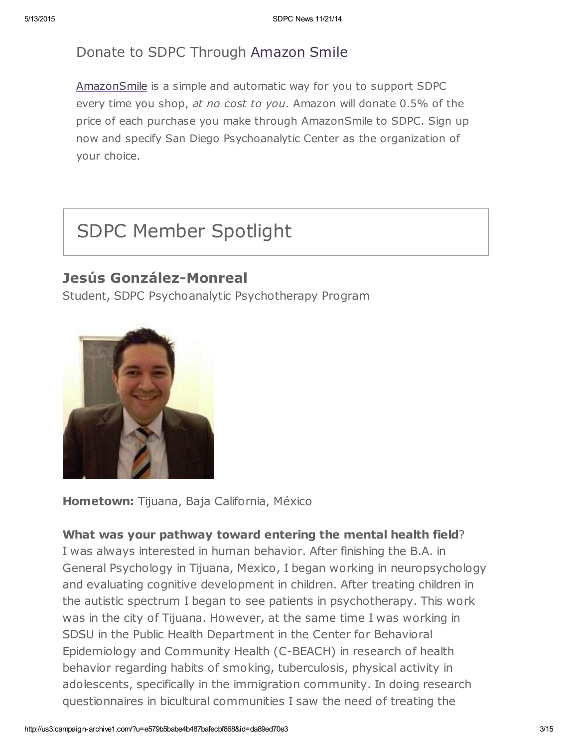## Donate to SDPC Through Amazon Smile

AmazonSmile is a simple and automatic way for you to support SDPC every time you shop, *at no cost to you*. Amazon will donate 0.5% of the price of each purchase you make through AmazonSmile to SDPC. Sign up now and specify San Diego Psychoanalytic Center as the organization of your choice.

# SDPC Member Spotlight

### Jesús González-Monreal

Student, SDPC Psychoanalytic Psychotherapy Program

**Hometown:** Tijuana, Baja California, México

**What was your pathway toward entering the mental health field**?

I was always interested in human behavior. After finishing the B.A. in General Psychology in Tijuana, Mexico, I began working in neuropsychology and evaluating cognitive development in children. After treating children in the autistic spectrum I began to see patients in psychotherapy. This work was in the city of Tijuana. However, at the same time I was working in SDSU in the Public Health Department in the Center for Behavioral Epidemiology and Community Health (C-BEACH) in research of health behavior regarding habits of smoking, tuberculosis, physical activity in adolescents, specifically in the immigration community. In doing research questionnaires in bicultural communities I saw the need of treating the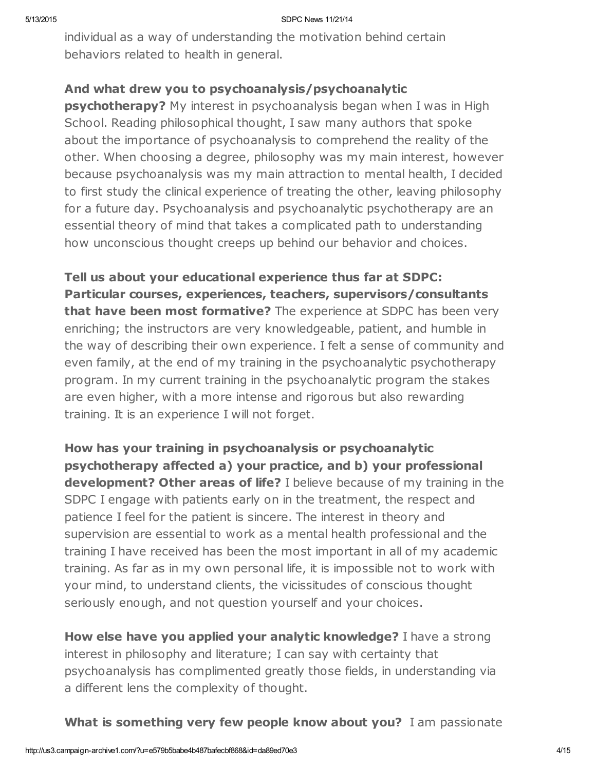individual as a way of understanding the motivation behind certain behaviors related to health in general.

**And what drew you to psychoanalysis/psychoanalytic psychotherapy?** My interest in psychoanalysis began when I was in High School. Reading philosophical thought, I saw many authors that spoke about the importance of psychoanalysis to comprehend the reality of the other. When choosing a degree, philosophy was my main interest, however because psychoanalysis was my main attraction to mental health, I decided to first study the clinical experience of treating the other, leaving philosophy for a future day. Psychoanalysis and psychoanalytic psychotherapy are an essential theory of mind that takes a complicated path to understanding how unconscious thought creeps up behind our behavior and choices.

**Tell us about your educational experience thus far at SDPC: Particular courses, experiences, teachers, supervisors/consultants that have been most formative?** The experience at SDPC has been very enriching; the instructors are very knowledgeable, patient, and humble in the way of describing their own experience. I felt a sense of community and even family, at the end of my training in the psychoanalytic psychotherapy program. In my current training in the psychoanalytic program the stakes are even higher, with a more intense and rigorous but also rewarding training. It is an experience I will not forget.

**How has your training in psychoanalysis or psychoanalytic psychotherapy affected a) your practice, and b) your professional development? Other areas of life?** I believe because of my training in the SDPC I engage with patients early on in the treatment, the respect and patience I feel for the patient is sincere. The interest in theory and supervision are essential to work as a mental health professional and the training I have received has been the most important in all of my academic training. As far as in my own personal life, it is impossible not to work with your mind, to understand clients, the vicissitudes of conscious thought seriously enough, and not question yourself and your choices.

**How else have you applied your analytic knowledge?** I have a strong interest in philosophy and literature; I can say with certainty that psychoanalysis has complimented greatly those fields, in understanding via a different lens the complexity of thought.

**What is something very few people know about you?** I am passionate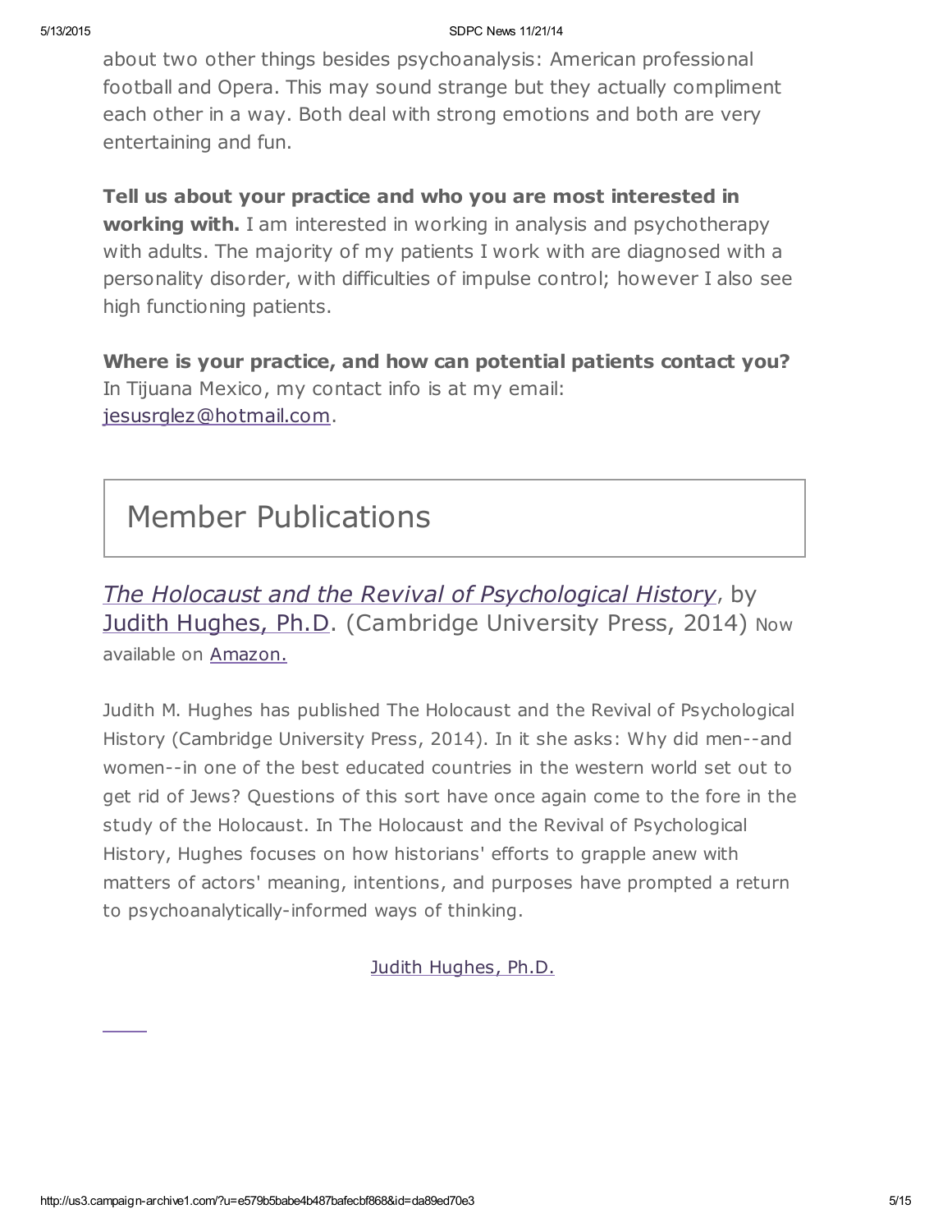about two other things besides psychoanalysis: American professional football and Opera. This may sound strange but they actually compliment each other in a way. Both deal with strong emotions and both are very entertaining and fun.

**Tell us about your practice and who you are most interested in working with.** I am interested in working in analysis and psychotherapy with adults. The majority of my patients I work with are diagnosed with a personality disorder, with difficulties of impulse control; however I also see high functioning patients.

**Where is your practice, and how can potential patients contact you?** In Tijuana Mexico, my contact info is at my email: jesusrglez@hotmail.com.

# Member Publications

## *The Holocaust and the Revival of Psychological History*, by Judith Hughes, Ph.D. (Cambridge University Press, 2014) Now available on Amazon.

Judith M. Hughes has published The Holocaust and the Revival of Psychological History (Cambridge University Press, 2014). In it she asks: Why did men--and women--in one of the best educated countries in the western world set out to get rid of Jews? Questions of this sort have once again come to the fore in the study of the Holocaust. In The Holocaust and the Revival of Psychological History, Hughes focuses on how historians' efforts to grapple anew with matters of actors' meaning, intentions, and purposes have prompted a return to psychoanalytically-informed ways of thinking.

Judith Hughes, Ph.D.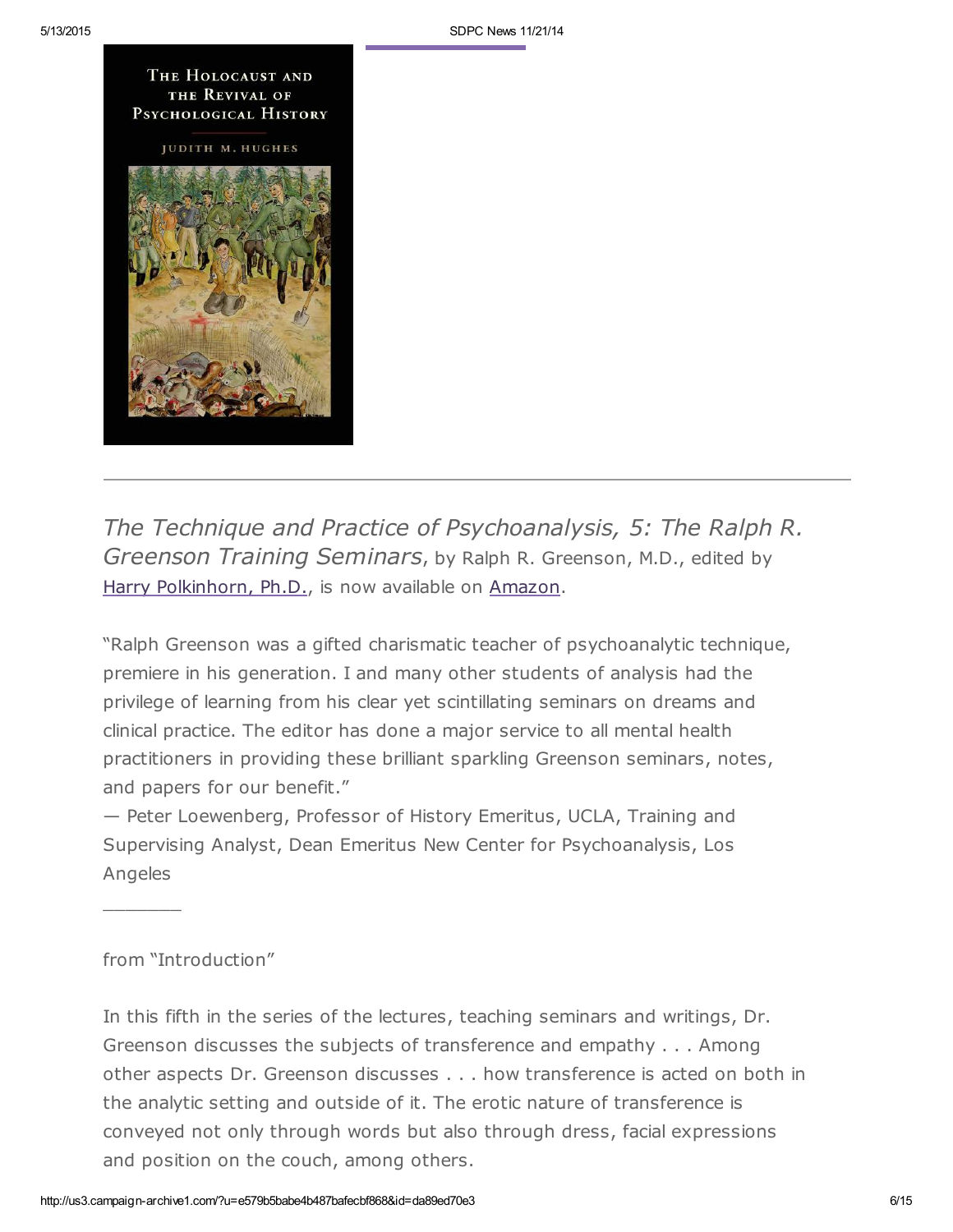THE HOLOCAUST AND THE REVIVAL OF PSYCHOLOGICAL HISTORY

JUDITH M. HUGHES

---

*The Technique and Practice of Psychoanalysis, 5: The Ralph R. Greenson Training Seminars*, by Ralph R. Greenson, M.D., edited by Harry Polkinhorn, Ph.D., is now available on Amazon.

"Ralph Greenson was a gifted charismatic teacher of psychoanalytic technique, premiere in his generation. I and many other students of analysis had the privilege of learning from his clear yet scintillating seminars on dreams and clinical practice. The editor has done a major service to all mental health practitioners in providing these brilliant sparkling Greenson seminars, notes, and papers for our benefit."
— Peter Loewenberg, Professor of History Emeritus, UCLA, Training and Supervising Analyst, Dean Emeritus New Center for Psychoanalysis, Los Angeles

________

from "Introduction"

In this fifth in the series of the lectures, teaching seminars and writings, Dr. Greenson discusses the subjects of transference and empathy . . . Among other aspects Dr. Greenson discusses . . . how transference is acted on both in the analytic setting and outside of it. The erotic nature of transference is conveyed not only through words but also through dress, facial expressions and position on the couch, among others.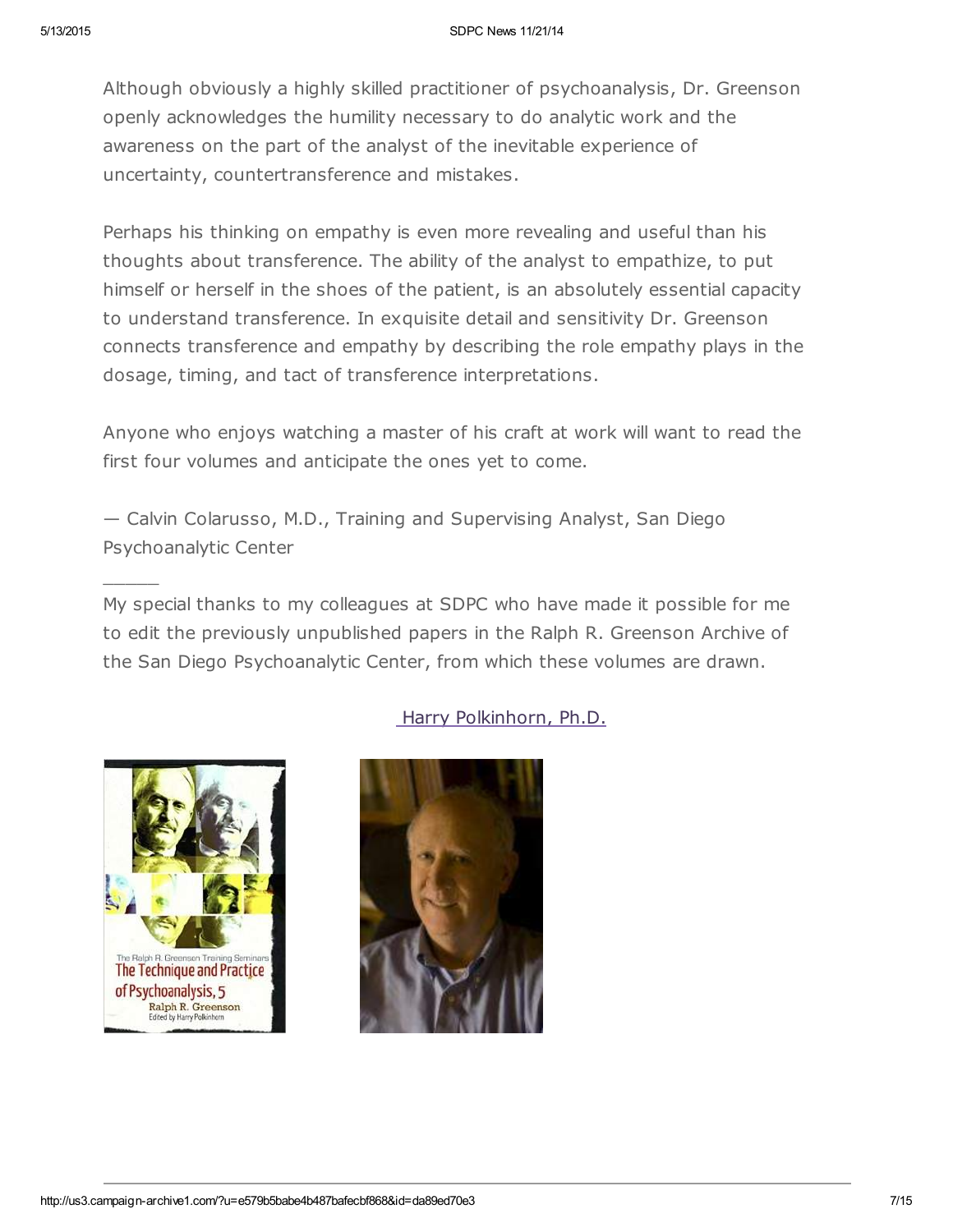Although obviously a highly skilled practitioner of psychoanalysis, Dr. Greenson openly acknowledges the humility necessary to do analytic work and the awareness on the part of the analyst of the inevitable experience of uncertainty, countertransference and mistakes.

Perhaps his thinking on empathy is even more revealing and useful than his thoughts about transference. The ability of the analyst to empathize, to put himself or herself in the shoes of the patient, is an absolutely essential capacity to understand transference. In exquisite detail and sensitivity Dr. Greenson connects transference and empathy by describing the role empathy plays in the dosage, timing, and tact of transference interpretations.

Anyone who enjoys watching a master of his craft at work will want to read the first four volumes and anticipate the ones yet to come.

— Calvin Colarusso, M.D., Training and Supervising Analyst, San Diego Psychoanalytic Center

\_\_\_\_\_

My special thanks to my colleagues at SDPC who have made it possible for me to edit the previously unpublished papers in the Ralph R. Greenson Archive of the San Diego Psychoanalytic Center, from which these volumes are drawn.

Harry Polkinhorn, Ph.D.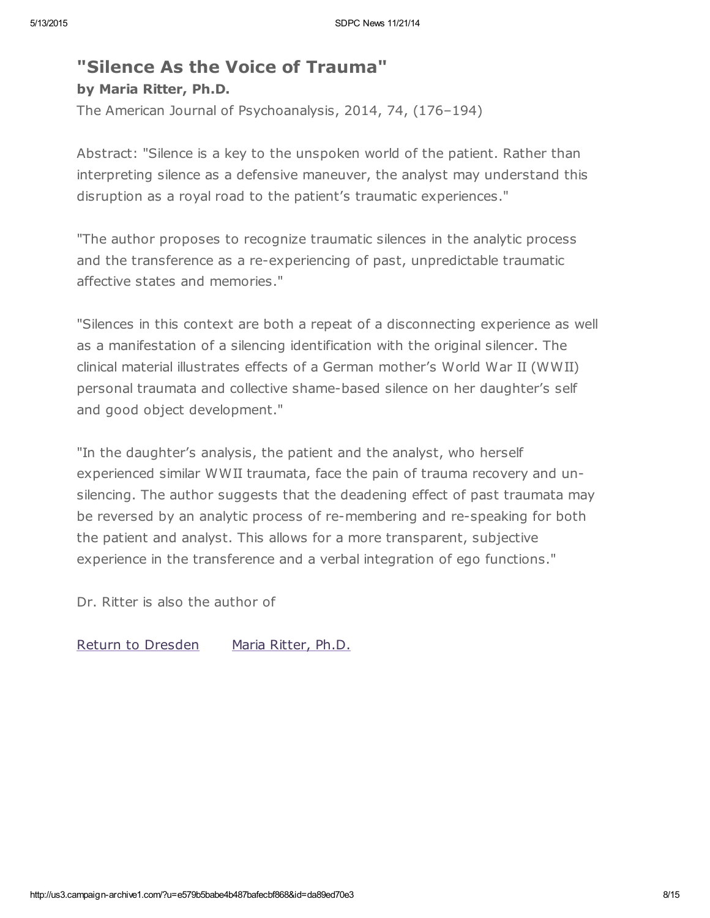## "Silence As the Voice of Trauma"

**by Maria Ritter, Ph.D.**

The American Journal of Psychoanalysis, 2014, 74, (176–194)

Abstract: "Silence is a key to the unspoken world of the patient. Rather than interpreting silence as a defensive maneuver, the analyst may understand this disruption as a royal road to the patient's traumatic experiences."

"The author proposes to recognize traumatic silences in the analytic process and the transference as a re-experiencing of past, unpredictable traumatic affective states and memories."

"Silences in this context are both a repeat of a disconnecting experience as well as a manifestation of a silencing identification with the original silencer. The clinical material illustrates effects of a German mother's World War II (WWII) personal traumata and collective shame-based silence on her daughter's self and good object development."

"In the daughter's analysis, the patient and the analyst, who herself experienced similar WWII traumata, face the pain of trauma recovery and un-silencing. The author suggests that the deadening effect of past traumata may be reversed by an analytic process of re-membering and re-speaking for both the patient and analyst. This allows for a more transparent, subjective experience in the transference and a verbal integration of ego functions."

Dr. Ritter is also the author of

Return to Dresden        Maria Ritter, Ph.D.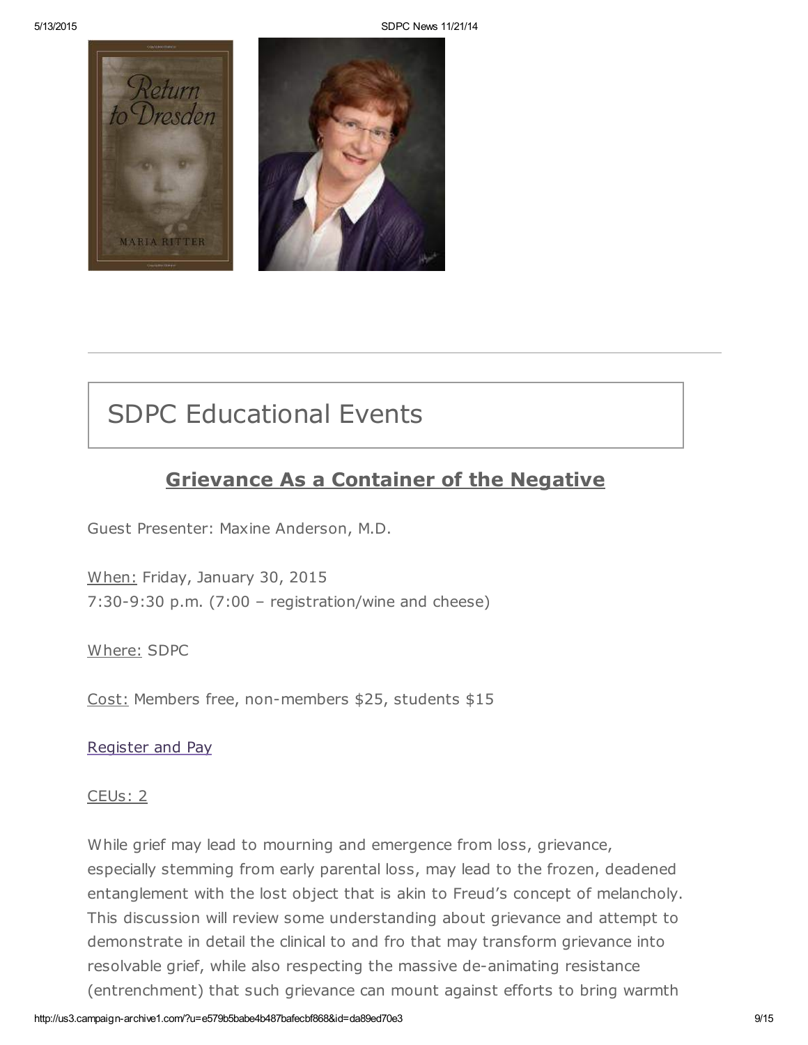## SDPC Educational Events

### Grievance As a Container of the Negative

Guest Presenter: Maxine Anderson, M.D.

When: Friday, January 30, 2015
7:30-9:30 p.m. (7:00 – registration/wine and cheese)

Where: SDPC

Cost: Members free, non-members $25, students $15

Register and Pay

CEUs: 2

While grief may lead to mourning and emergence from loss, grievance, especially stemming from early parental loss, may lead to the frozen, deadened entanglement with the lost object that is akin to Freud's concept of melancholy. This discussion will review some understanding about grievance and attempt to demonstrate in detail the clinical to and fro that may transform grievance into resolvable grief, while also respecting the massive de-animating resistance (entrenchment) that such grievance can mount against efforts to bring warmth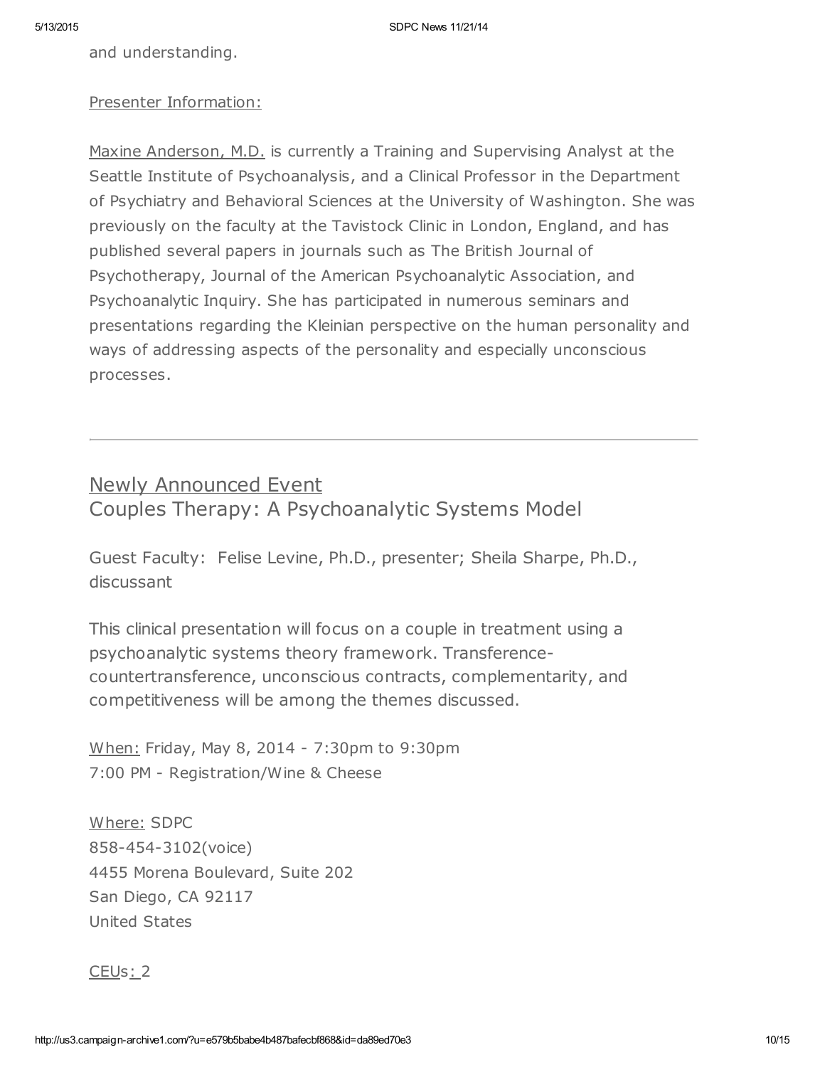and understanding.

Presenter Information:

Maxine Anderson, M.D. is currently a Training and Supervising Analyst at the Seattle Institute of Psychoanalysis, and a Clinical Professor in the Department of Psychiatry and Behavioral Sciences at the University of Washington. She was previously on the faculty at the Tavistock Clinic in London, England, and has published several papers in journals such as The British Journal of Psychotherapy, Journal of the American Psychoanalytic Association, and Psychoanalytic Inquiry. She has participated in numerous seminars and presentations regarding the Kleinian perspective on the human personality and ways of addressing aspects of the personality and especially unconscious processes.

---

## Newly Announced Event
## Couples Therapy: A Psychoanalytic Systems Model

Guest Faculty: Felise Levine, Ph.D., presenter; Sheila Sharpe, Ph.D., discussant

This clinical presentation will focus on a couple in treatment using a psychoanalytic systems theory framework. Transference-countertransference, unconscious contracts, complementarity, and competitiveness will be among the themes discussed.

When: Friday, May 8, 2014 - 7:30pm to 9:30pm
7:00 PM - Registration/Wine & Cheese

Where: SDPC
858-454-3102(voice)
4455 Morena Boulevard, Suite 202
San Diego, CA 92117
United States

CEUs: 2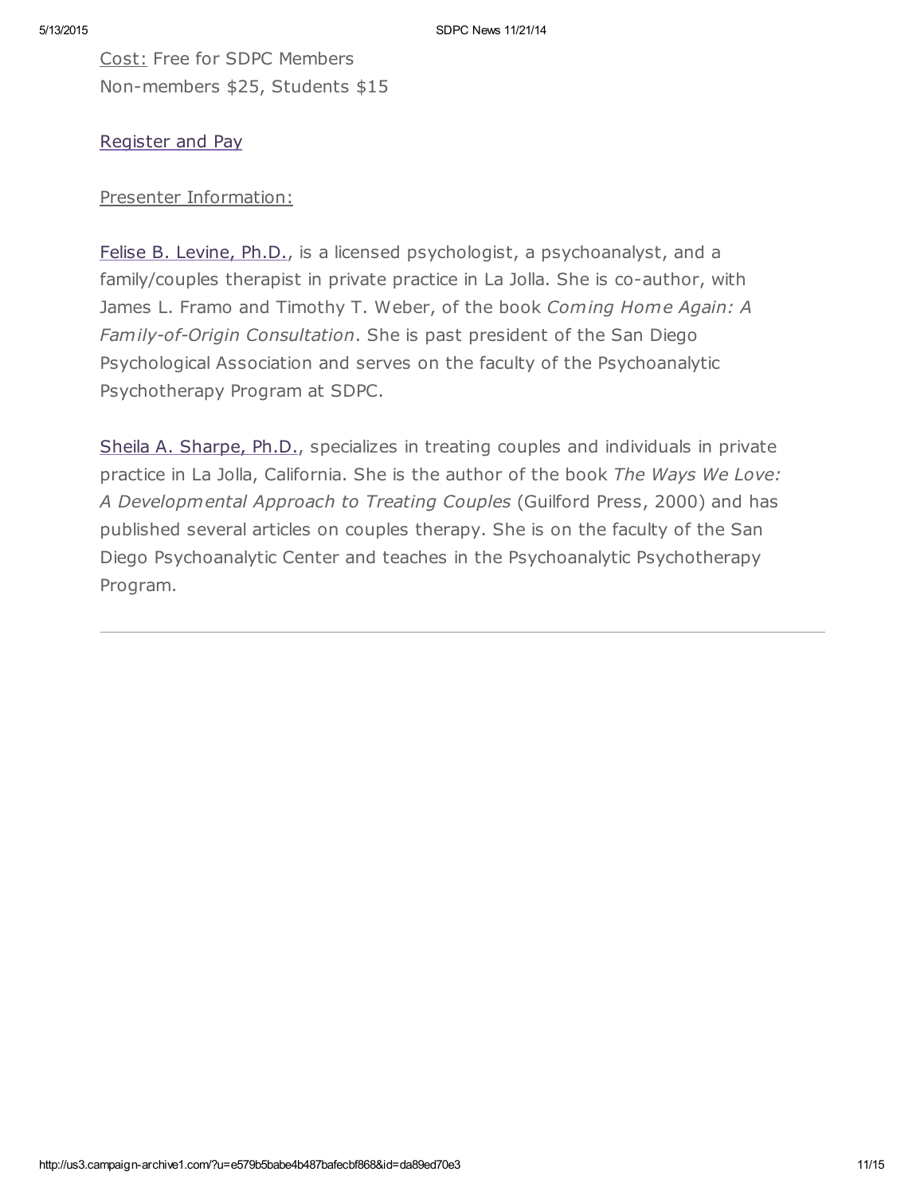Cost: Free for SDPC Members
Non-members $25, Students $15

Register and Pay

Presenter Information:

Felise B. Levine, Ph.D., is a licensed psychologist, a psychoanalyst, and a family/couples therapist in private practice in La Jolla. She is co-author, with James L. Framo and Timothy T. Weber, of the book *Coming Home Again: A Family-of-Origin Consultation*. She is past president of the San Diego Psychological Association and serves on the faculty of the Psychoanalytic Psychotherapy Program at SDPC.

Sheila A. Sharpe, Ph.D., specializes in treating couples and individuals in private practice in La Jolla, California. She is the author of the book *The Ways We Love: A Developmental Approach to Treating Couples* (Guilford Press, 2000) and has published several articles on couples therapy. She is on the faculty of the San Diego Psychoanalytic Center and teaches in the Psychoanalytic Psychotherapy Program.

---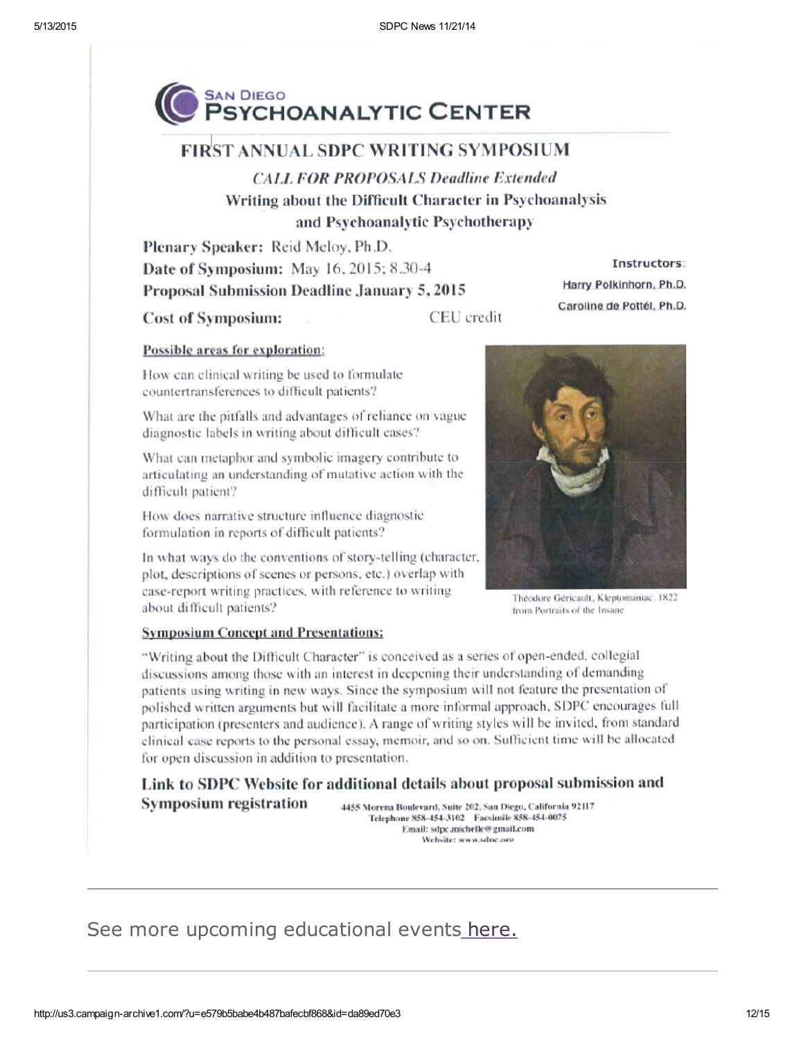# SAN DIEGO PSYCHOANALYTIC CENTER

## FIRST ANNUAL SDPC WRITING SYMPOSIUM

### *CALL FOR PROPOSALS Deadline Extended*

### Writing about the Difficult Character in Psychoanalysis and Psychoanalytic Psychotherapy

**Plenary Speaker:** Reid Meloy, Ph.D.

**Date of Symposium:** May 16, 2015; 8.30-4

**Proposal Submission Deadline January 5, 2015**

**Cost of Symposium:** CEU credit

**Instructors:**
Harry Polkinhorn, Ph.D.
Caroline de Pottél, Ph.D.

**Possible areas for exploration:**

How can clinical writing be used to formulate countertransferences to difficult patients?

What are the pitfalls and advantages of reliance on vague diagnostic labels in writing about difficult cases?

What can metaphor and symbolic imagery contribute to articulating an understanding of mutative action with the difficult patient?

How does narrative structure influence diagnostic formulation in reports of difficult patients?

In what ways do the conventions of story-telling (character, plot, descriptions of scenes or persons, etc.) overlap with case-report writing practices, with reference to writing about difficult patients?

Théodore Géricault, Kleptomaniac, 1822 from Portraits of the Insane

**Symposium Concept and Presentations:**

"Writing about the Difficult Character" is conceived as a series of open-ended, collegial discussions among those with an interest in deepening their understanding of demanding patients using writing in new ways. Since the symposium will not feature the presentation of polished written arguments but will facilitate a more informal approach, SDPC encourages full participation (presenters and audience). A range of writing styles will be invited, from standard clinical case reports to the personal essay, memoir, and so on. Sufficient time will be allocated for open discussion in addition to presentation.

**Link to SDPC Website for additional details about proposal submission and Symposium registration**

4455 Morena Boulevard, Suite 202, San Diego, California 92117
Telephone 858-454-3102 Facsimile 858-454-0075
Email: sdpc.michelle@gmail.com
Website: www.sdpc.org

---

See more upcoming educational events [here.]

---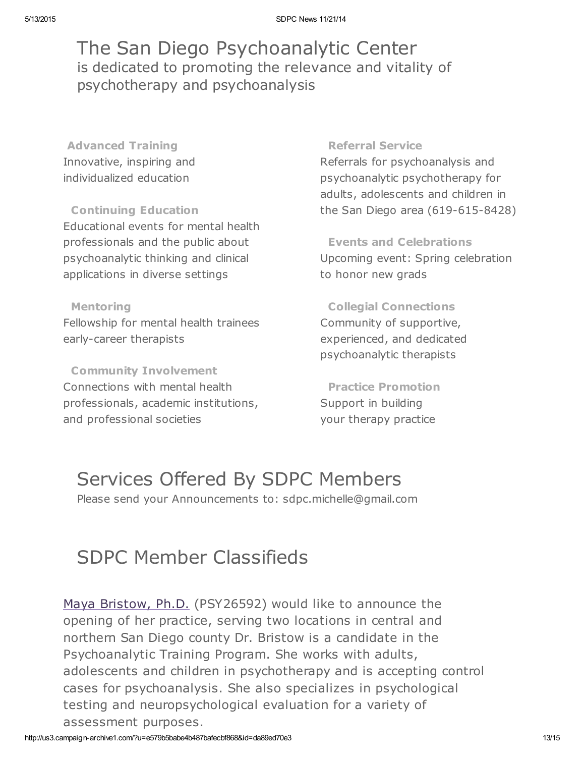# The San Diego Psychoanalytic Center

is dedicated to promoting the relevance and vitality of psychotherapy and psychoanalysis

**Advanced Training**
Innovative, inspiring and individualized education

**Continuing Education**
Educational events for mental health professionals and the public about psychoanalytic thinking and clinical applications in diverse settings

**Mentoring**
Fellowship for mental health trainees early-career therapists

**Community Involvement**
Connections with mental health professionals, academic institutions, and professional societies

**Referral Service**
Referrals for psychoanalysis and psychoanalytic psychotherapy for adults, adolescents and children in the San Diego area (619-615-8428)

**Events and Celebrations**
Upcoming event: Spring celebration to honor new grads

**Collegial Connections**
Community of supportive, experienced, and dedicated psychoanalytic therapists

**Practice Promotion**
Support in building your therapy practice

# Services Offered By SDPC Members

Please send your Announcements to: sdpc.michelle@gmail.com

# SDPC Member Classifieds

Maya Bristow, Ph.D. (PSY26592) would like to announce the opening of her practice, serving two locations in central and northern San Diego county Dr. Bristow is a candidate in the Psychoanalytic Training Program. She works with adults, adolescents and children in psychotherapy and is accepting control cases for psychoanalysis. She also specializes in psychological testing and neuropsychological evaluation for a variety of assessment purposes.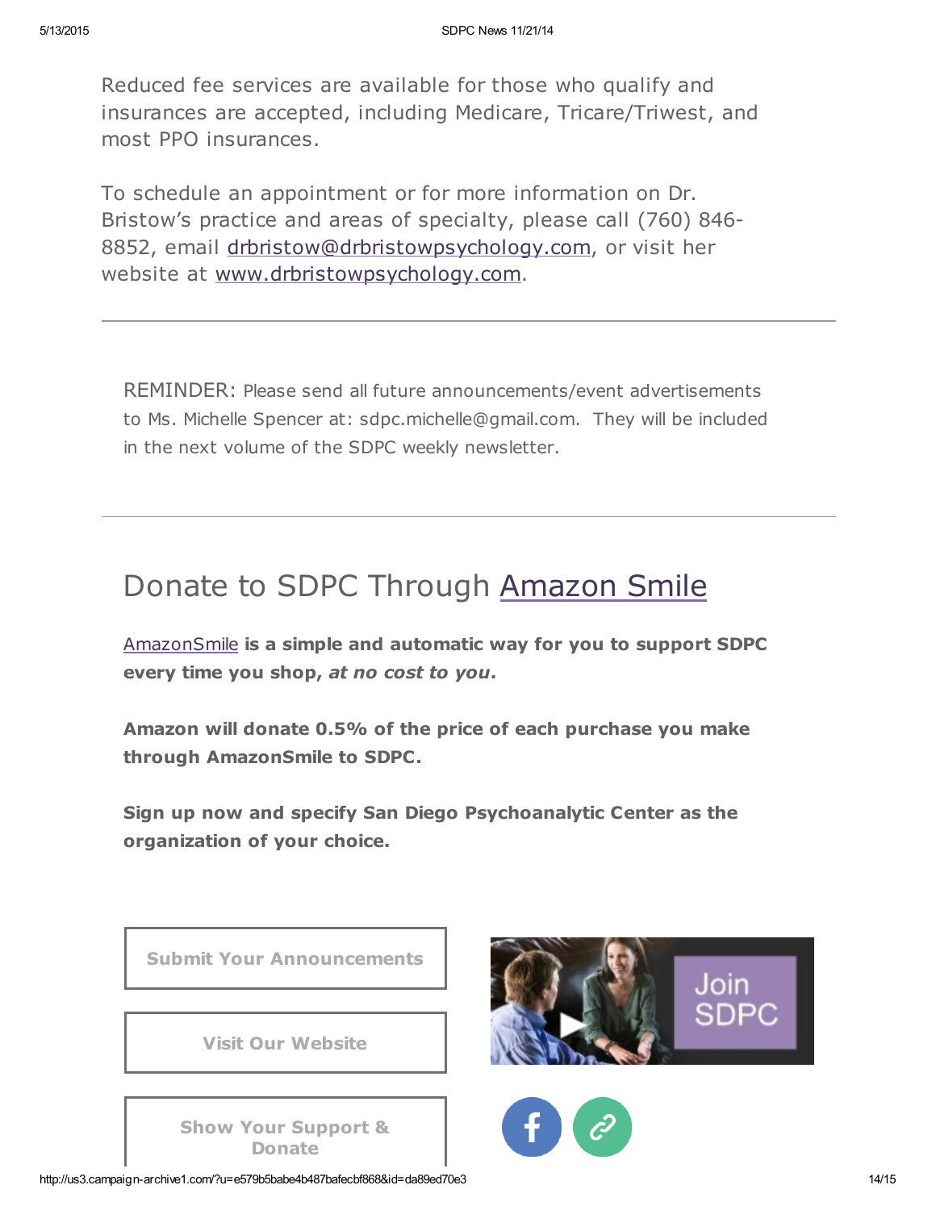Reduced fee services are available for those who qualify and insurances are accepted, including Medicare, Tricare/Triwest, and most PPO insurances.

To schedule an appointment or for more information on Dr. Bristow's practice and areas of specialty, please call (760) 846-8852, email drbristow@drbristowpsychology.com, or visit her website at www.drbristowpsychology.com.

---

REMINDER: Please send all future announcements/event advertisements to Ms. Michelle Spencer at: sdpc.michelle@gmail.com. They will be included in the next volume of the SDPC weekly newsletter.

---

## Donate to SDPC Through Amazon Smile

**AmazonSmile is a simple and automatic way for you to support SDPC every time you shop, *at no cost to you*.**

**Amazon will donate 0.5% of the price of each purchase you make through AmazonSmile to SDPC.**

**Sign up now and specify San Diego Psychoanalytic Center as the organization of your choice.**

Submit Your Announcements

Visit Our Website

Show Your Support & Donate

Join SDPC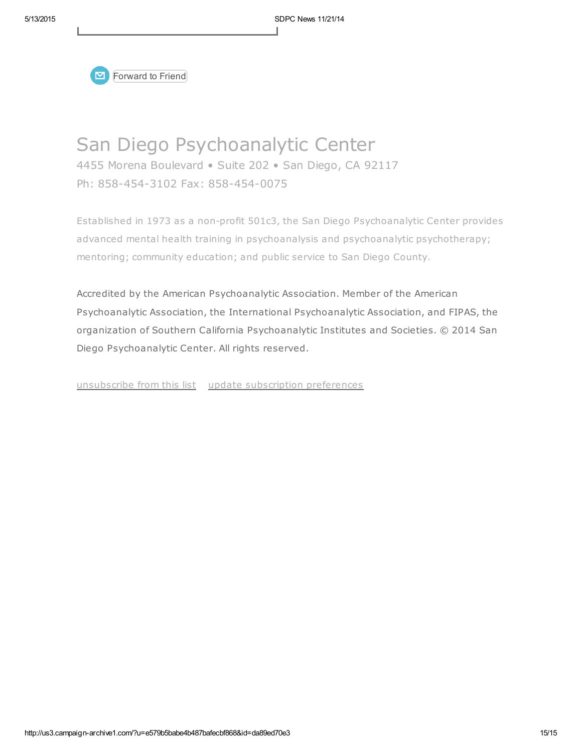Forward to Friend

# San Diego Psychoanalytic Center

4455 Morena Boulevard • Suite 202 • San Diego, CA 92117
Ph: 858-454-3102 Fax: 858-454-0075

Established in 1973 as a non-profit 501c3, the San Diego Psychoanalytic Center provides advanced mental health training in psychoanalysis and psychoanalytic psychotherapy; mentoring; community education; and public service to San Diego County.

Accredited by the American Psychoanalytic Association. Member of the American Psychoanalytic Association, the International Psychoanalytic Association, and FIPAS, the organization of Southern California Psychoanalytic Institutes and Societies. © 2014 San Diego Psychoanalytic Center. All rights reserved.

unsubscribe from this list    update subscription preferences